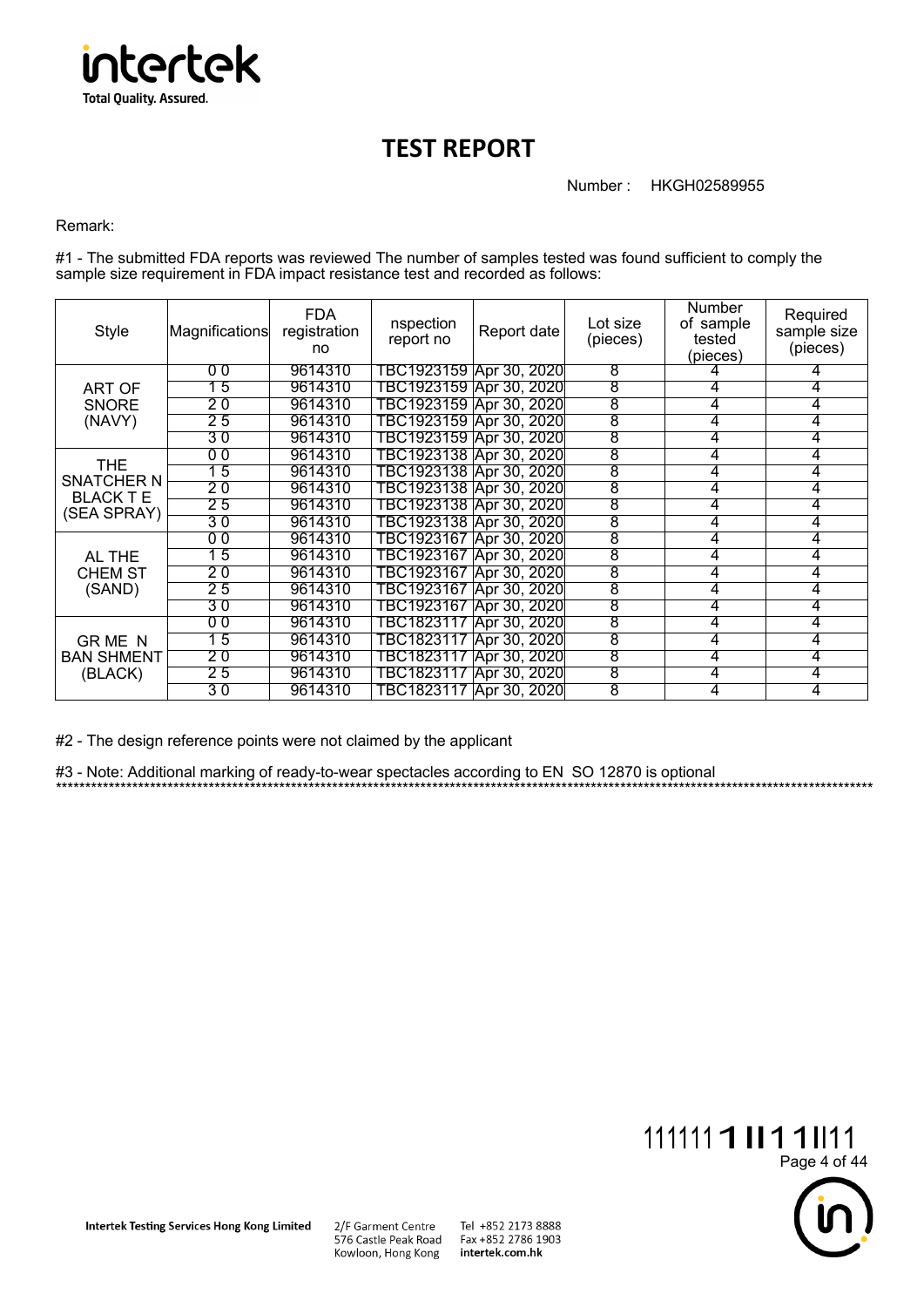# TEST REPORT

Number : HKGH02589955

Remark:

#1 - The submitted FDA reports was reviewed The number of samples tested was found sufficient to comply the sample size requirement in FDA impact resistance test and recorded as follows:

| Style | Magnifications | FDA registration no | nspection report no | Report date | Lot size (pieces) | Number of sample tested (pieces) | Required sample size (pieces) |
|---|---|---|---|---|---|---|---|
| ART OF SNORE (NAVY) | 0 0 | 9614310 | TBC1923159 | Apr 30, 2020 | 8 | 4 | 4 |
| | 1 5 | 9614310 | TBC1923159 | Apr 30, 2020 | 8 | 4 | 4 |
| | 2 0 | 9614310 | TBC1923159 | Apr 30, 2020 | 8 | 4 | 4 |
| | 2 5 | 9614310 | TBC1923159 | Apr 30, 2020 | 8 | 4 | 4 |
| | 3 0 | 9614310 | TBC1923159 | Apr 30, 2020 | 8 | 4 | 4 |
| THE SNATCHER N BLACK T E (SEA SPRAY) | 0 0 | 9614310 | TBC1923138 | Apr 30, 2020 | 8 | 4 | 4 |
| | 1 5 | 9614310 | TBC1923138 | Apr 30, 2020 | 8 | 4 | 4 |
| | 2 0 | 9614310 | TBC1923138 | Apr 30, 2020 | 8 | 4 | 4 |
| | 2 5 | 9614310 | TBC1923138 | Apr 30, 2020 | 8 | 4 | 4 |
| | 3 0 | 9614310 | TBC1923138 | Apr 30, 2020 | 8 | 4 | 4 |
| AL THE CHEM ST (SAND) | 0 0 | 9614310 | TBC1923167 | Apr 30, 2020 | 8 | 4 | 4 |
| | 1 5 | 9614310 | TBC1923167 | Apr 30, 2020 | 8 | 4 | 4 |
| | 2 0 | 9614310 | TBC1923167 | Apr 30, 2020 | 8 | 4 | 4 |
| | 2 5 | 9614310 | TBC1923167 | Apr 30, 2020 | 8 | 4 | 4 |
| | 3 0 | 9614310 | TBC1923167 | Apr 30, 2020 | 8 | 4 | 4 |
| GR ME N BAN SHMENT (BLACK) | 0 0 | 9614310 | TBC1823117 | Apr 30, 2020 | 8 | 4 | 4 |
| | 1 5 | 9614310 | TBC1823117 | Apr 30, 2020 | 8 | 4 | 4 |
| | 2 0 | 9614310 | TBC1823117 | Apr 30, 2020 | 8 | 4 | 4 |
| | 2 5 | 9614310 | TBC1823117 | Apr 30, 2020 | 8 | 4 | 4 |
| | 3 0 | 9614310 | TBC1823117 | Apr 30, 2020 | 8 | 4 | 4 |

#2 - The design reference points were not claimed by the applicant

#3 - Note: Additional marking of ready-to-wear spectacles according to EN SO 12870 is optional

***************************************************************************************************************************************

Intertek Testing Services Hong Kong Limited

2/F Garment Centre
576 Castle Peak Road
Kowloon, Hong Kong

Tel +852 2173 8888
Fax +852 2786 1903
intertek.com.hk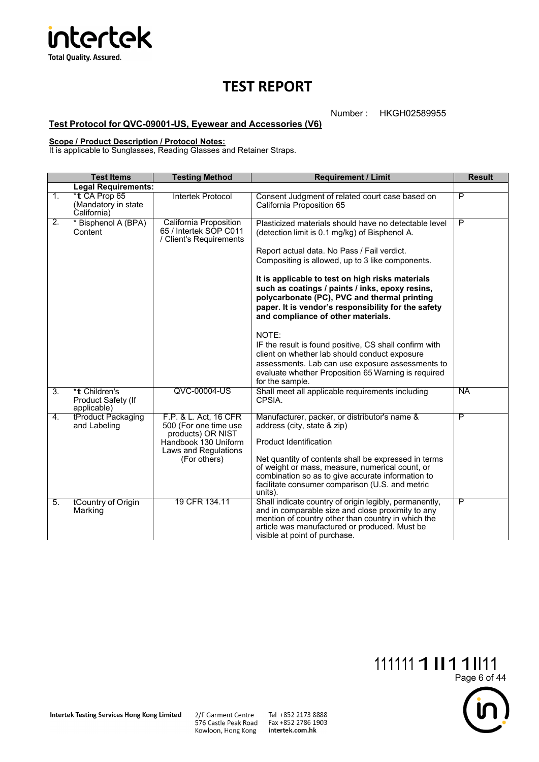# TEST REPORT

Number : HKGH02589955

**Test Protocol for QVC-09001-US, Eyewear and Accessories (V6)**

**Scope / Product Description / Protocol Notes:**
It is applicable to Sunglasses, Reading Glasses and Retainer Straps.

| | Test Items | Testing Method | Requirement / Limit | Result |
|---|---|---|---|---|
| | **Legal Requirements:** | | | |
| 1. | *t CA Prop 65 (Mandatory in state California) | Intertek Protocol | Consent Judgment of related court case based on California Proposition 65 | P |
| 2. | * Bisphenol A (BPA) Content | California Proposition 65 / Intertek SOP C011 / Client's Requirements | Plasticized materials should have no detectable level (detection limit is 0.1 mg/kg) of Bisphenol A.<br><br>Report actual data. No Pass / Fail verdict.<br>Compositing is allowed, up to 3 like components.<br><br>**It is applicable to test on high risks materials such as coatings / paints / inks, epoxy resins, polycarbonate (PC), PVC and thermal printing paper. It is vendor's responsibility for the safety and compliance of other materials.**<br><br>NOTE:<br>IF the result is found positive, CS shall confirm with client on whether lab should conduct exposure assessments. Lab can use exposure assessments to evaluate whether Proposition 65 Warning is required for the sample. | P |
| 3. | *t Children's Product Safety (If applicable) | QVC-00004-US | Shall meet all applicable requirements including CPSIA. | NA |
| 4. | tProduct Packaging and Labeling | F.P. & L. Act, 16 CFR 500 (For one time use products) OR NIST Handbook 130 Uniform Laws and Regulations (For others) | Manufacturer, packer, or distributor's name & address (city, state & zip)<br><br>Product Identification<br><br>Net quantity of contents shall be expressed in terms of weight or mass, measure, numerical count, or combination so as to give accurate information to facilitate consumer comparison (U.S. and metric units). | P |
| 5. | tCountry of Origin Marking | 19 CFR 134.11 | Shall indicate country of origin legibly, permanently, and in comparable size and close proximity to any mention of country other than country in which the article was manufactured or produced. Must be visible at point of purchase. | P |

Intertek Testing Services Hong Kong Limited
2/F Garment Centre
576 Castle Peak Road
Kowloon, Hong Kong
Tel +852 2173 8888
Fax +852 2786 1903
intertek.com.hk